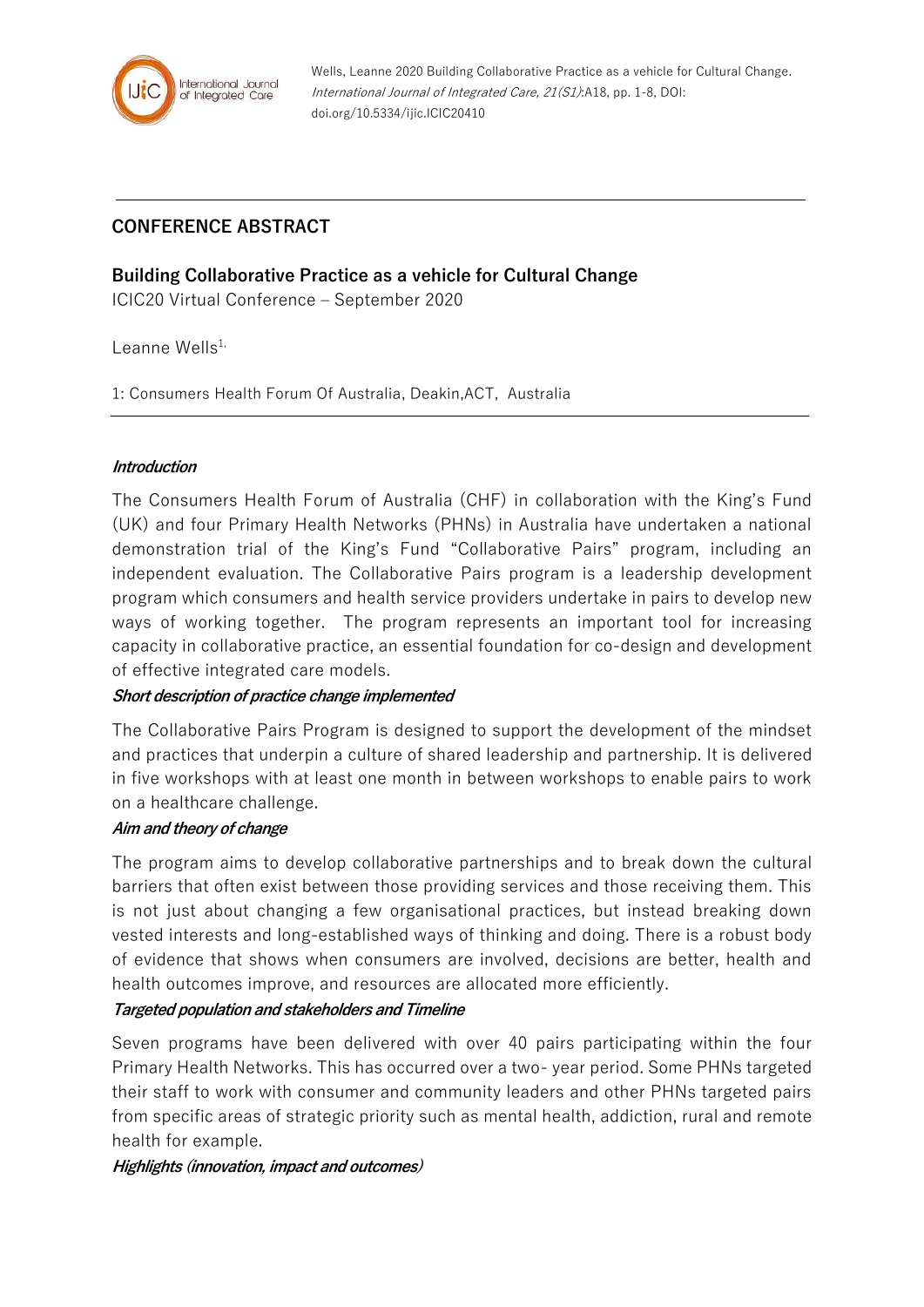Wells, Leanne 2020 Building Collaborative Practice as a vehicle for Cultural Change. *International Journal of Integrated Care, 21(S1)*:A18, pp. 1-8, DOI: doi.org/10.5334/ijic.ICIC20410

---

## CONFERENCE ABSTRACT

### Building Collaborative Practice as a vehicle for Cultural Change

ICIC20 Virtual Conference – September 2020

Leanne Wells[1,]

1: Consumers Health Forum Of Australia, Deakin,ACT, Australia

---

***Introduction***

The Consumers Health Forum of Australia (CHF) in collaboration with the King's Fund (UK) and four Primary Health Networks (PHNs) in Australia have undertaken a national demonstration trial of the King's Fund "Collaborative Pairs" program, including an independent evaluation. The Collaborative Pairs program is a leadership development program which consumers and health service providers undertake in pairs to develop new ways of working together. The program represents an important tool for increasing capacity in collaborative practice, an essential foundation for co-design and development of effective integrated care models.

***Short description of practice change implemented***

The Collaborative Pairs Program is designed to support the development of the mindset and practices that underpin a culture of shared leadership and partnership. It is delivered in five workshops with at least one month in between workshops to enable pairs to work on a healthcare challenge.

***Aim and theory of change***

The program aims to develop collaborative partnerships and to break down the cultural barriers that often exist between those providing services and those receiving them. This is not just about changing a few organisational practices, but instead breaking down vested interests and long-established ways of thinking and doing. There is a robust body of evidence that shows when consumers are involved, decisions are better, health and health outcomes improve, and resources are allocated more efficiently.

***Targeted population and stakeholders and Timeline***

Seven programs have been delivered with over 40 pairs participating within the four Primary Health Networks. This has occurred over a two- year period. Some PHNs targeted their staff to work with consumer and community leaders and other PHNs targeted pairs from specific areas of strategic priority such as mental health, addiction, rural and remote health for example.

***Highlights (innovation, impact and outcomes)***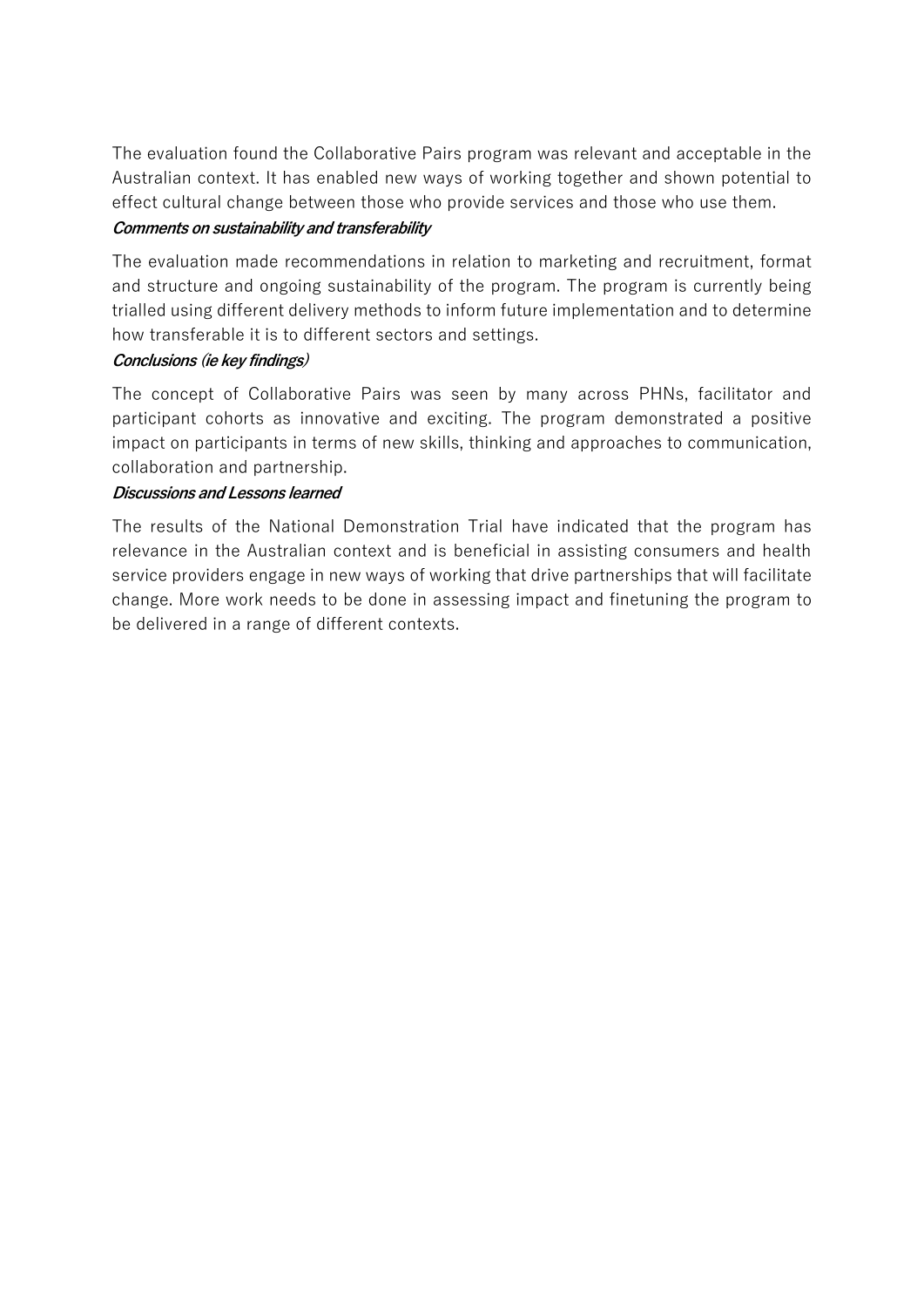The evaluation found the Collaborative Pairs program was relevant and acceptable in the Australian context. It has enabled new ways of working together and shown potential to effect cultural change between those who provide services and those who use them.

***Comments on sustainability and transferability***

The evaluation made recommendations in relation to marketing and recruitment, format and structure and ongoing sustainability of the program. The program is currently being trialled using different delivery methods to inform future implementation and to determine how transferable it is to different sectors and settings.

***Conclusions (ie key findings)***

The concept of Collaborative Pairs was seen by many across PHNs, facilitator and participant cohorts as innovative and exciting. The program demonstrated a positive impact on participants in terms of new skills, thinking and approaches to communication, collaboration and partnership.

***Discussions and Lessons learned***

The results of the National Demonstration Trial have indicated that the program has relevance in the Australian context and is beneficial in assisting consumers and health service providers engage in new ways of working that drive partnerships that will facilitate change. More work needs to be done in assessing impact and finetuning the program to be delivered in a range of different contexts.